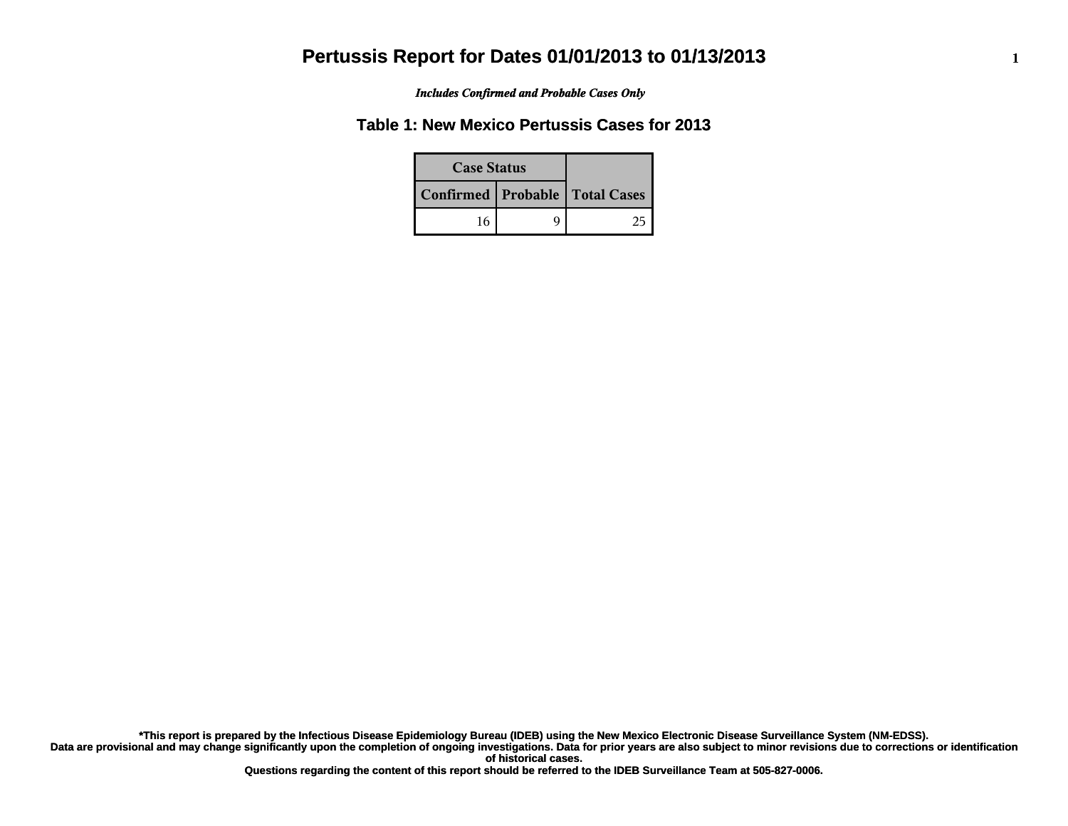# Pertussis Report for Dates 01/01/2013 to 01/13/2013

*Includes Confirmed and Probable Cases Only*

## Table 1: New Mexico Pertussis Cases for 2013

| Case Status | | Total Cases |
|---|---|---|
| Confirmed | Probable | |
| 16 | 9 | 25 |

**\*This report is prepared by the Infectious Disease Epidemiology Bureau (IDEB) using the New Mexico Electronic Disease Surveillance System (NM-EDSS). Data are provisional and may change significantly upon the completion of ongoing investigations. Data for prior years are also subject to minor revisions due to corrections or identification of historical cases. Questions regarding the content of this report should be referred to the IDEB Surveillance Team at 505-827-0006.**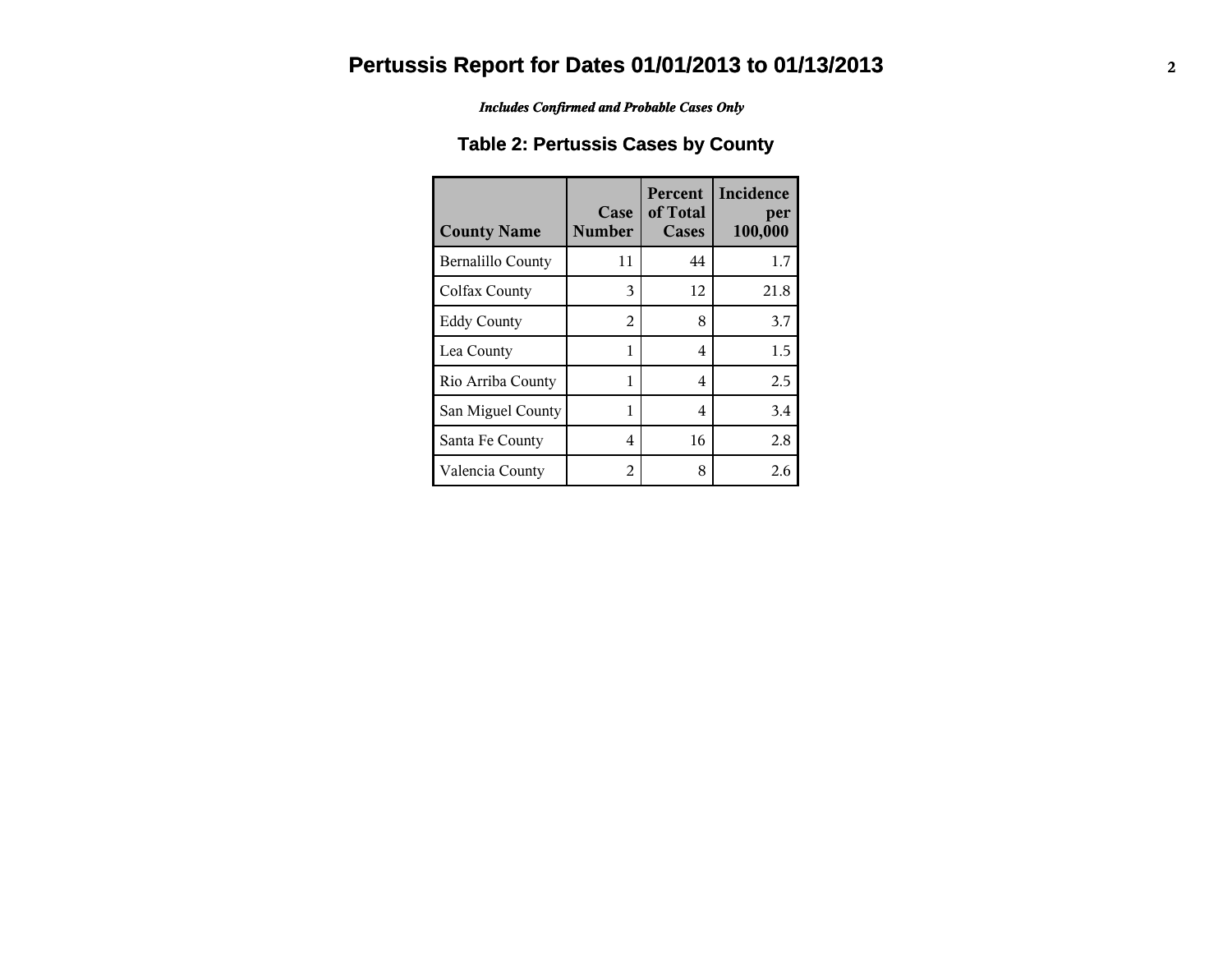# Pertussis Report for Dates 01/01/2013 to 01/13/2013

*Includes Confirmed and Probable Cases Only*

## Table 2: Pertussis Cases by County

| County Name | Case Number | Percent of Total Cases | Incidence per 100,000 |
|---|---|---|---|
| Bernalillo County | 11 | 44 | 1.7 |
| Colfax County | 3 | 12 | 21.8 |
| Eddy County | 2 | 8 | 3.7 |
| Lea County | 1 | 4 | 1.5 |
| Rio Arriba County | 1 | 4 | 2.5 |
| San Miguel County | 1 | 4 | 3.4 |
| Santa Fe County | 4 | 16 | 2.8 |
| Valencia County | 2 | 8 | 2.6 |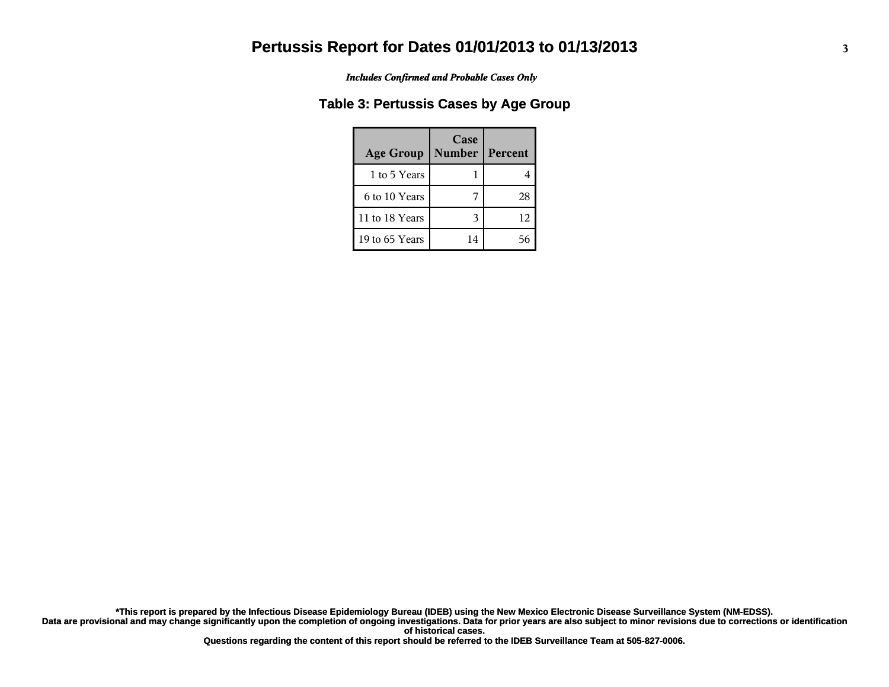# Pertussis Report for Dates 01/01/2013 to 01/13/2013

*Includes Confirmed and Probable Cases Only*

## Table 3: Pertussis Cases by Age Group

| Age Group | Case Number | Percent |
|---|---|---|
| 1 to 5 Years | 1 | 4 |
| 6 to 10 Years | 7 | 28 |
| 11 to 18 Years | 3 | 12 |
| 19 to 65 Years | 14 | 56 |

**\*This report is prepared by the Infectious Disease Epidemiology Bureau (IDEB) using the New Mexico Electronic Disease Surveillance System (NM-EDSS).**
**Data are provisional and may change significantly upon the completion of ongoing investigations. Data for prior years are also subject to minor revisions due to corrections or identification of historical cases.**
**Questions regarding the content of this report should be referred to the IDEB Surveillance Team at 505-827-0006.**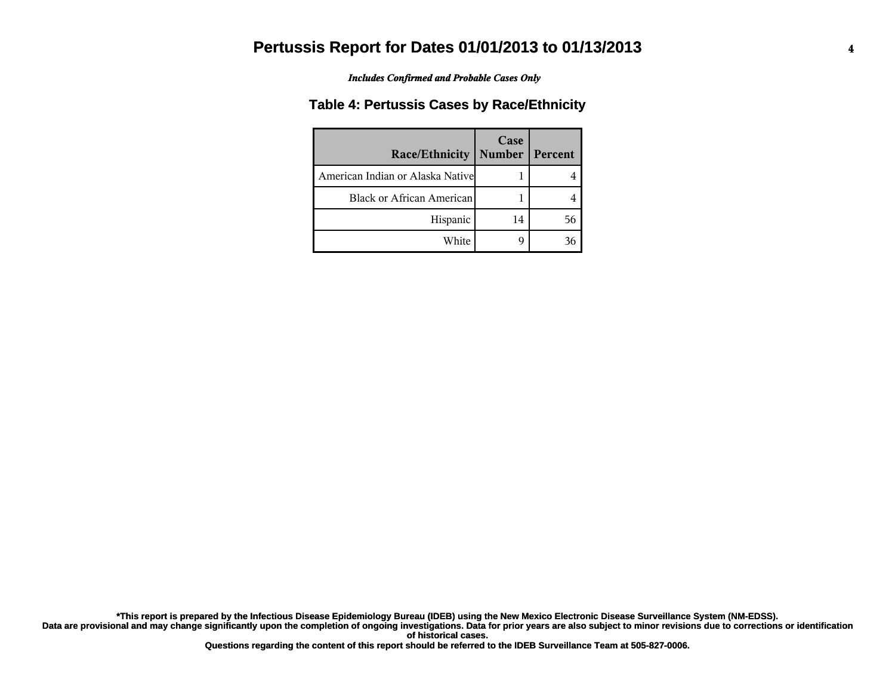# Pertussis Report for Dates 01/01/2013 to 01/13/2013

*Includes Confirmed and Probable Cases Only*

## Table 4: Pertussis Cases by Race/Ethnicity

| Race/Ethnicity | Case Number | Percent |
|---|---|---|
| American Indian or Alaska Native | 1 | 4 |
| Black or African American | 1 | 4 |
| Hispanic | 14 | 56 |
| White | 9 | 36 |

**\*This report is prepared by the Infectious Disease Epidemiology Bureau (IDEB) using the New Mexico Electronic Disease Surveillance System (NM-EDSS).**
**Data are provisional and may change significantly upon the completion of ongoing investigations. Data for prior years are also subject to minor revisions due to corrections or identification of historical cases.**
**Questions regarding the content of this report should be referred to the IDEB Surveillance Team at 505-827-0006.**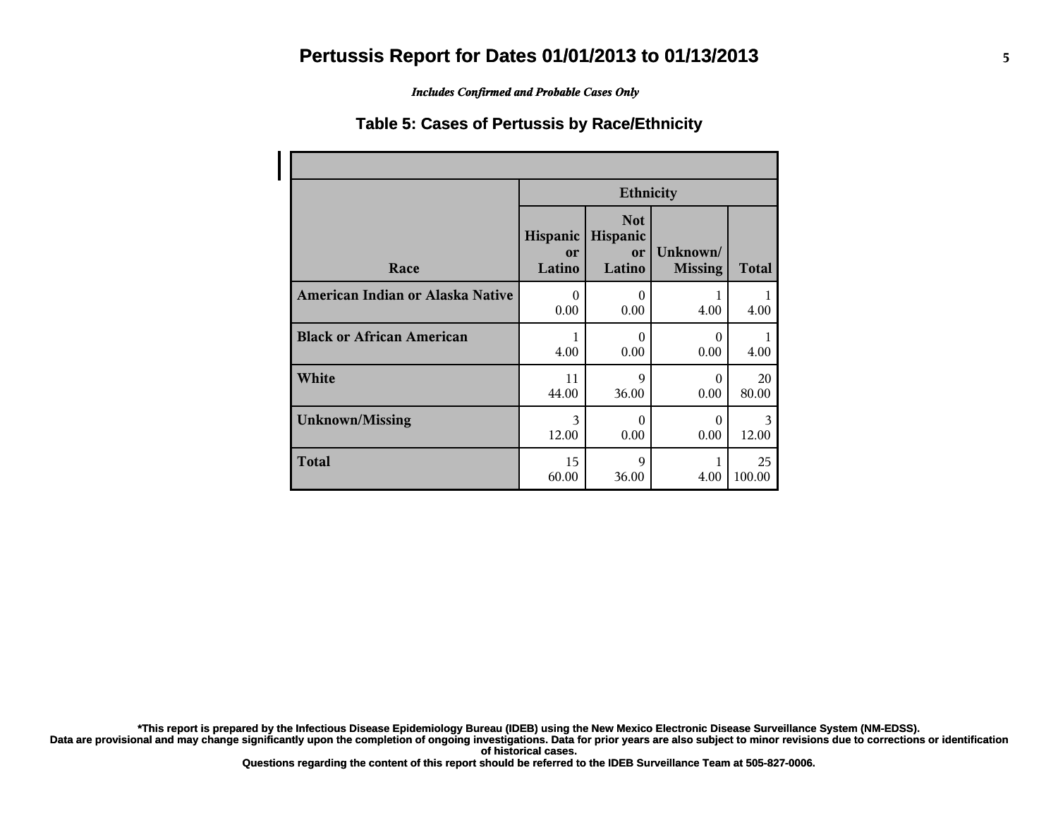# Pertussis Report for Dates 01/01/2013 to 01/13/2013

*Includes Confirmed and Probable Cases Only*

## Table 5: Cases of Pertussis by Race/Ethnicity

| Race | Ethnicity | | | |
|---|---|---|---|---|
| | Hispanic or Latino | Not Hispanic or Latino | Unknown/ Missing | Total |
| **American Indian or Alaska Native** | 0<br>0.00 | 0<br>0.00 | 1<br>4.00 | 1<br>4.00 |
| **Black or African American** | 1<br>4.00 | 0<br>0.00 | 0<br>0.00 | 1<br>4.00 |
| **White** | 11<br>44.00 | 9<br>36.00 | 0<br>0.00 | 20<br>80.00 |
| **Unknown/Missing** | 3<br>12.00 | 0<br>0.00 | 0<br>0.00 | 3<br>12.00 |
| **Total** | 15<br>60.00 | 9<br>36.00 | 1<br>4.00 | 25<br>100.00 |

**\*This report is prepared by the Infectious Disease Epidemiology Bureau (IDEB) using the New Mexico Electronic Disease Surveillance System (NM-EDSS).**
**Data are provisional and may change significantly upon the completion of ongoing investigations. Data for prior years are also subject to minor revisions due to corrections or identification of historical cases.**
**Questions regarding the content of this report should be referred to the IDEB Surveillance Team at 505-827-0006.**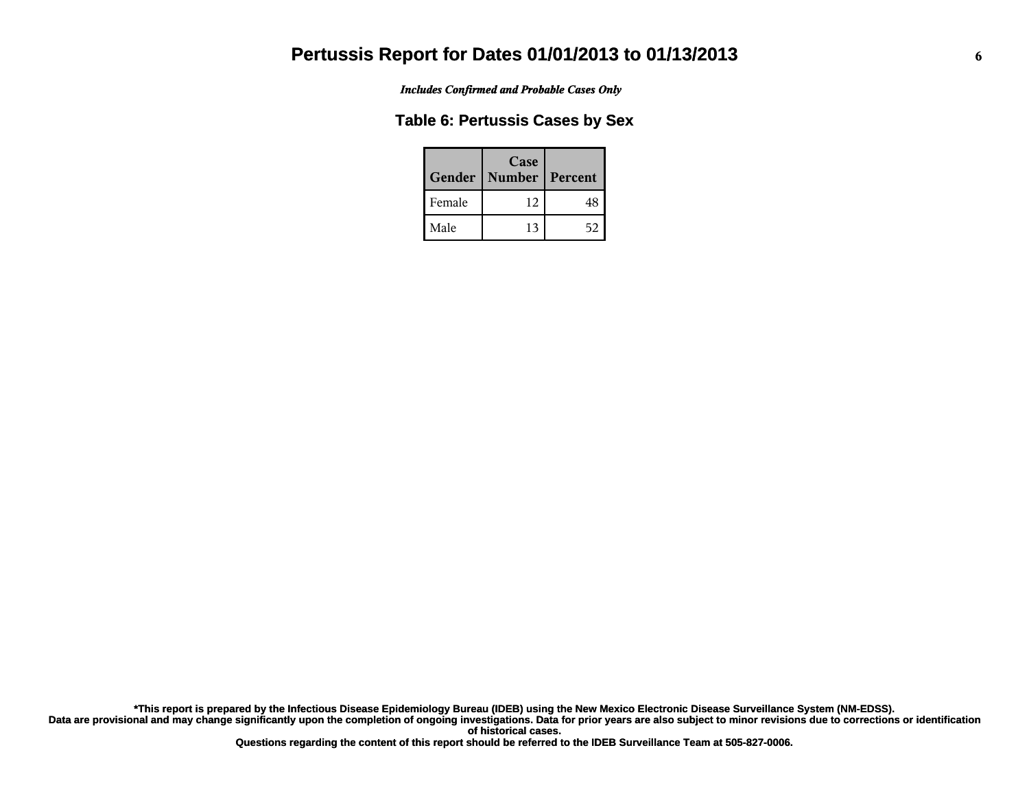# Pertussis Report for Dates 01/01/2013 to 01/13/2013

*Includes Confirmed and Probable Cases Only*

## Table 6: Pertussis Cases by Sex

| Gender | Case Number | Percent |
| --- | --- | --- |
| Female | 12 | 48 |
| Male | 13 | 52 |

**\*This report is prepared by the Infectious Disease Epidemiology Bureau (IDEB) using the New Mexico Electronic Disease Surveillance System (NM-EDSS).**
**Data are provisional and may change significantly upon the completion of ongoing investigations. Data for prior years are also subject to minor revisions due to corrections or identification of historical cases.**
**Questions regarding the content of this report should be referred to the IDEB Surveillance Team at 505-827-0006.**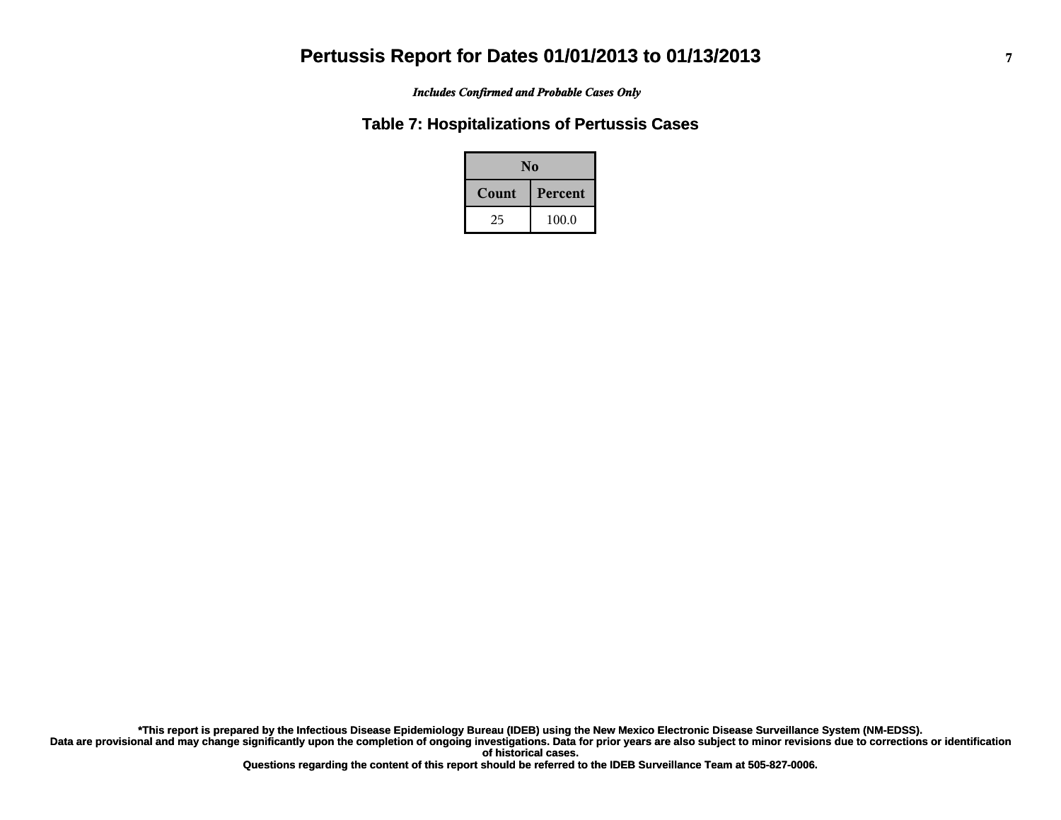# Pertussis Report for Dates 01/01/2013 to 01/13/2013

*Includes Confirmed and Probable Cases Only*

## Table 7: Hospitalizations of Pertussis Cases

| No | |
|---|---|
| **Count** | **Percent** |
| 25 | 100.0 |

**\*This report is prepared by the Infectious Disease Epidemiology Bureau (IDEB) using the New Mexico Electronic Disease Surveillance System (NM-EDSS).**
**Data are provisional and may change significantly upon the completion of ongoing investigations. Data for prior years are also subject to minor revisions due to corrections or identification of historical cases.**
**Questions regarding the content of this report should be referred to the IDEB Surveillance Team at 505-827-0006.**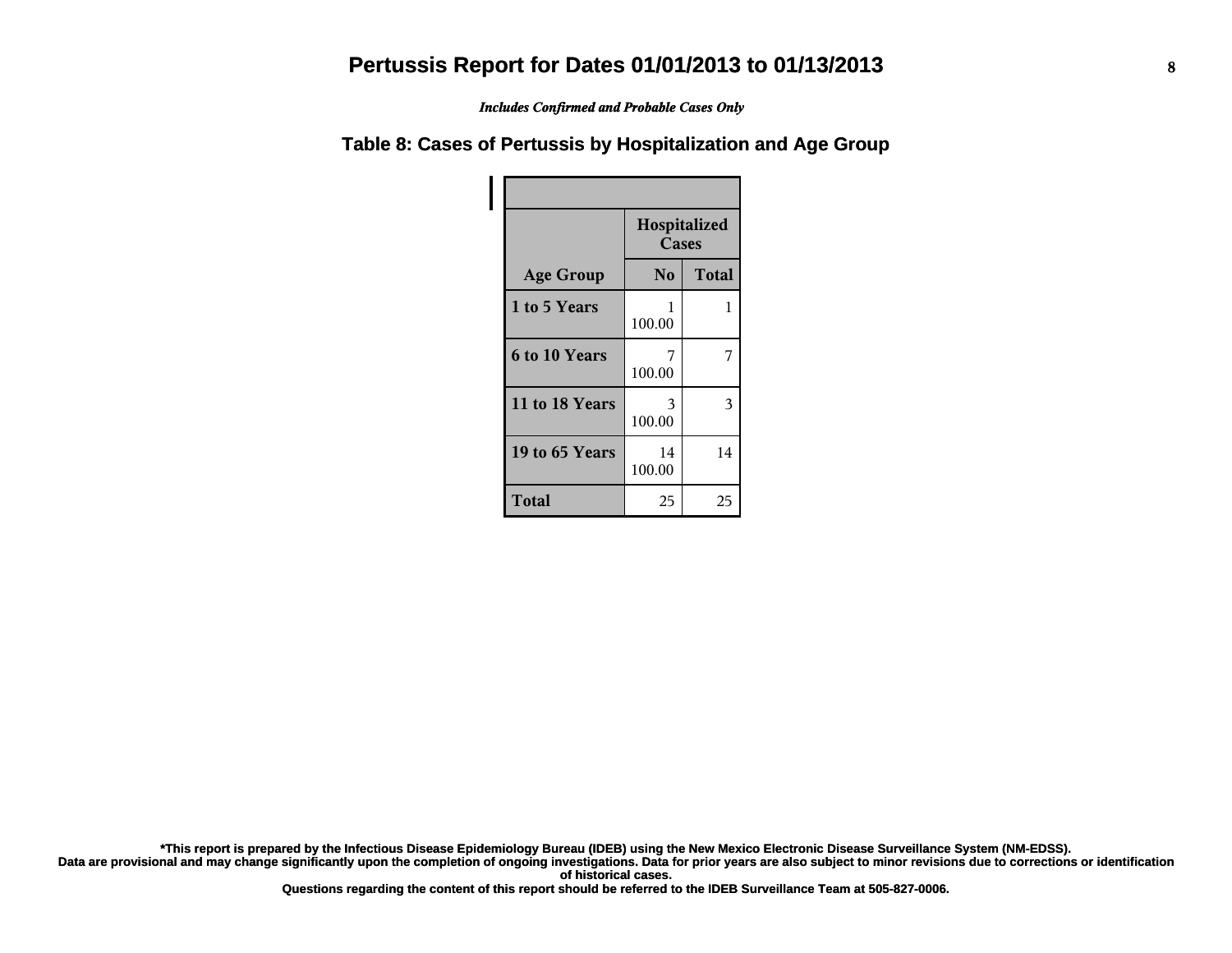# Pertussis Report for Dates 01/01/2013 to 01/13/2013

*Includes Confirmed and Probable Cases Only*

## Table 8: Cases of Pertussis by Hospitalization and Age Group

| | Hospitalized Cases | |
|---|---|---|
| **Age Group** | **No** | **Total** |
| **1 to 5 Years** | 1<br>100.00 | 1 |
| **6 to 10 Years** | 7<br>100.00 | 7 |
| **11 to 18 Years** | 3<br>100.00 | 3 |
| **19 to 65 Years** | 14<br>100.00 | 14 |
| **Total** | 25 | 25 |

**\*This report is prepared by the Infectious Disease Epidemiology Bureau (IDEB) using the New Mexico Electronic Disease Surveillance System (NM-EDSS).**
**Data are provisional and may change significantly upon the completion of ongoing investigations. Data for prior years are also subject to minor revisions due to corrections or identification of historical cases.**
**Questions regarding the content of this report should be referred to the IDEB Surveillance Team at 505-827-0006.**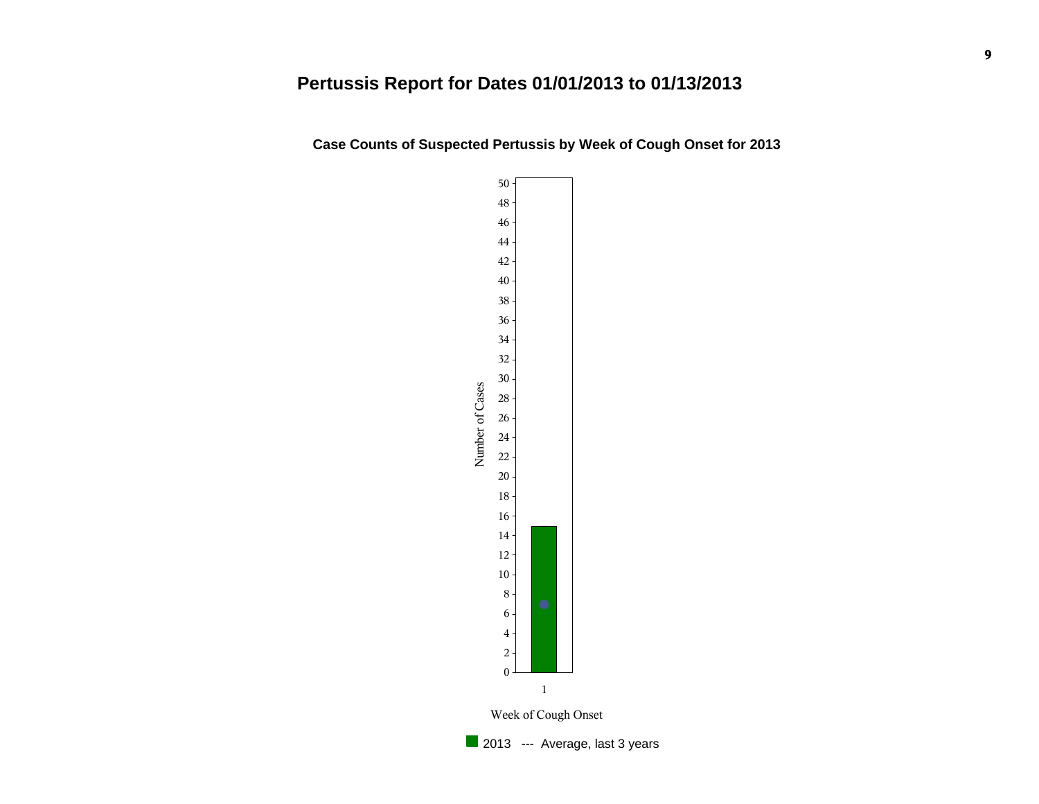# Pertussis Report for Dates 01/01/2013 to 01/13/2013

**Case Counts of Suspected Pertussis by Week of Cough Onset for 2013**

Number of Cases

50
48
46
44
42
40
38
36
34
32
30
28
26
24
22
20
18
16
14
12
10
8
6
4
2
0

1

Week of Cough Onset

2013 --- Average, last 3 years